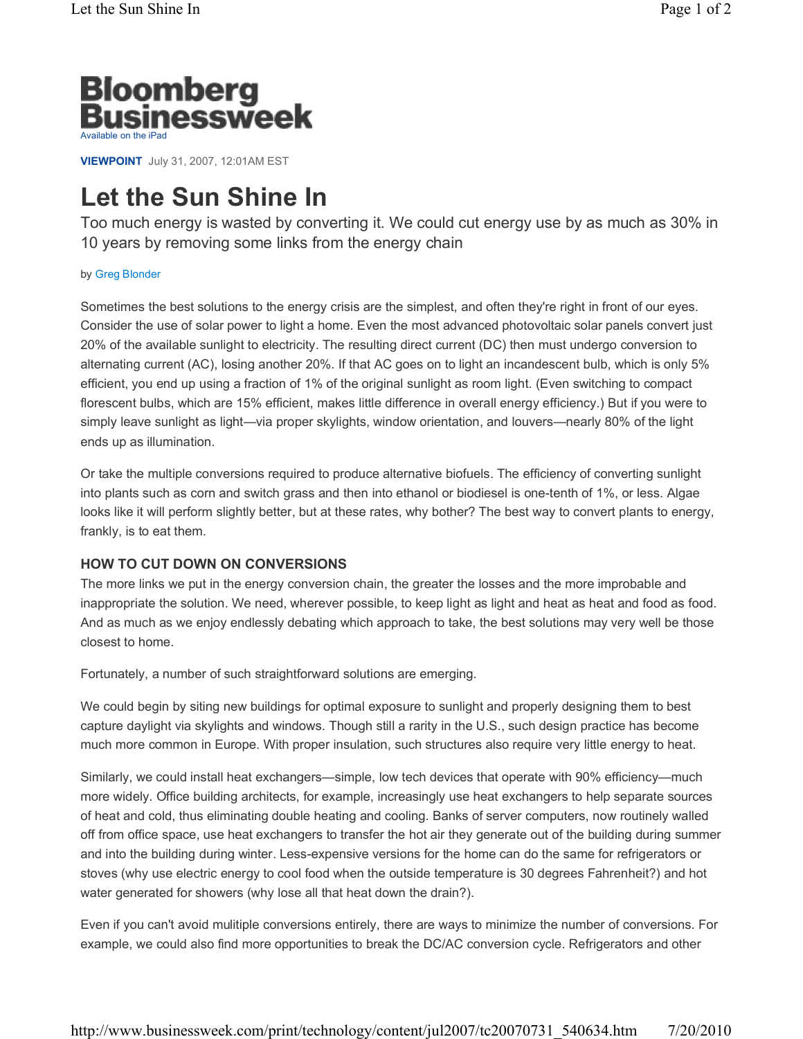Bloomberg Businessweek

Available on the iPad

**VIEWPOINT** July 31, 2007, 12:01AM EST

# Let the Sun Shine In

Too much energy is wasted by converting it. We could cut energy use by as much as 30% in 10 years by removing some links from the energy chain

by Greg Blonder

Sometimes the best solutions to the energy crisis are the simplest, and often they're right in front of our eyes. Consider the use of solar power to light a home. Even the most advanced photovoltaic solar panels convert just 20% of the available sunlight to electricity. The resulting direct current (DC) then must undergo conversion to alternating current (AC), losing another 20%. If that AC goes on to light an incandescent bulb, which is only 5% efficient, you end up using a fraction of 1% of the original sunlight as room light. (Even switching to compact florescent bulbs, which are 15% efficient, makes little difference in overall energy efficiency.) But if you were to simply leave sunlight as light—via proper skylights, window orientation, and louvers—nearly 80% of the light ends up as illumination.

Or take the multiple conversions required to produce alternative biofuels. The efficiency of converting sunlight into plants such as corn and switch grass and then into ethanol or biodiesel is one-tenth of 1%, or less. Algae looks like it will perform slightly better, but at these rates, why bother? The best way to convert plants to energy, frankly, is to eat them.

### HOW TO CUT DOWN ON CONVERSIONS

The more links we put in the energy conversion chain, the greater the losses and the more improbable and inappropriate the solution. We need, wherever possible, to keep light as light and heat as heat and food as food. And as much as we enjoy endlessly debating which approach to take, the best solutions may very well be those closest to home.

Fortunately, a number of such straightforward solutions are emerging.

We could begin by siting new buildings for optimal exposure to sunlight and properly designing them to best capture daylight via skylights and windows. Though still a rarity in the U.S., such design practice has become much more common in Europe. With proper insulation, such structures also require very little energy to heat.

Similarly, we could install heat exchangers—simple, low tech devices that operate with 90% efficiency—much more widely. Office building architects, for example, increasingly use heat exchangers to help separate sources of heat and cold, thus eliminating double heating and cooling. Banks of server computers, now routinely walled off from office space, use heat exchangers to transfer the hot air they generate out of the building during summer and into the building during winter. Less-expensive versions for the home can do the same for refrigerators or stoves (why use electric energy to cool food when the outside temperature is 30 degrees Fahrenheit?) and hot water generated for showers (why lose all that heat down the drain?).

Even if you can't avoid mulitiple conversions entirely, there are ways to minimize the number of conversions. For example, we could also find more opportunities to break the DC/AC conversion cycle. Refrigerators and other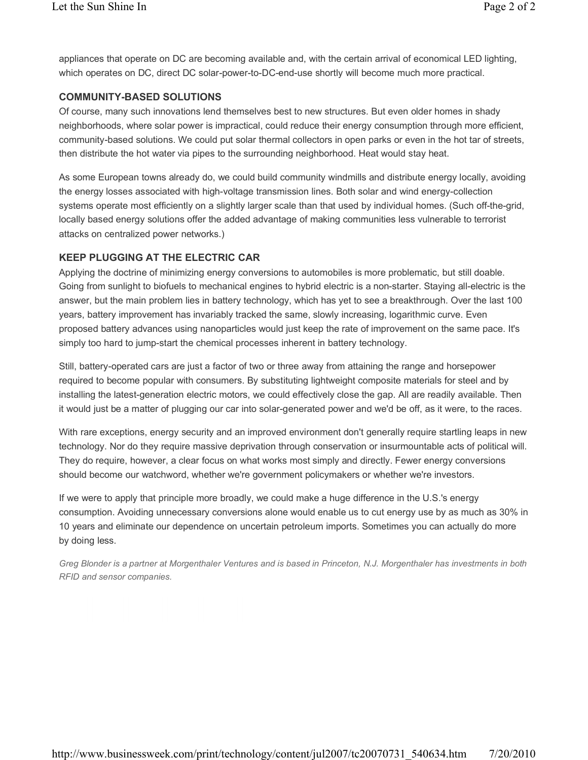appliances that operate on DC are becoming available and, with the certain arrival of economical LED lighting, which operates on DC, direct DC solar-power-to-DC-end-use shortly will become much more practical.

### COMMUNITY-BASED SOLUTIONS

Of course, many such innovations lend themselves best to new structures. But even older homes in shady neighborhoods, where solar power is impractical, could reduce their energy consumption through more efficient, community-based solutions. We could put solar thermal collectors in open parks or even in the hot tar of streets, then distribute the hot water via pipes to the surrounding neighborhood. Heat would stay heat.

As some European towns already do, we could build community windmills and distribute energy locally, avoiding the energy losses associated with high-voltage transmission lines. Both solar and wind energy-collection systems operate most efficiently on a slightly larger scale than that used by individual homes. (Such off-the-grid, locally based energy solutions offer the added advantage of making communities less vulnerable to terrorist attacks on centralized power networks.)

### KEEP PLUGGING AT THE ELECTRIC CAR

Applying the doctrine of minimizing energy conversions to automobiles is more problematic, but still doable. Going from sunlight to biofuels to mechanical engines to hybrid electric is a non-starter. Staying all-electric is the answer, but the main problem lies in battery technology, which has yet to see a breakthrough. Over the last 100 years, battery improvement has invariably tracked the same, slowly increasing, logarithmic curve. Even proposed battery advances using nanoparticles would just keep the rate of improvement on the same pace. It's simply too hard to jump-start the chemical processes inherent in battery technology.

Still, battery-operated cars are just a factor of two or three away from attaining the range and horsepower required to become popular with consumers. By substituting lightweight composite materials for steel and by installing the latest-generation electric motors, we could effectively close the gap. All are readily available. Then it would just be a matter of plugging our car into solar-generated power and we'd be off, as it were, to the races.

With rare exceptions, energy security and an improved environment don't generally require startling leaps in new technology. Nor do they require massive deprivation through conservation or insurmountable acts of political will. They do require, however, a clear focus on what works most simply and directly. Fewer energy conversions should become our watchword, whether we're government policymakers or whether we're investors.

If we were to apply that principle more broadly, we could make a huge difference in the U.S.'s energy consumption. Avoiding unnecessary conversions alone would enable us to cut energy use by as much as 30% in 10 years and eliminate our dependence on uncertain petroleum imports. Sometimes you can actually do more by doing less.

*Greg Blonder is a partner at Morgenthaler Ventures and is based in Princeton, N.J. Morgenthaler has investments in both RFID and sensor companies.*